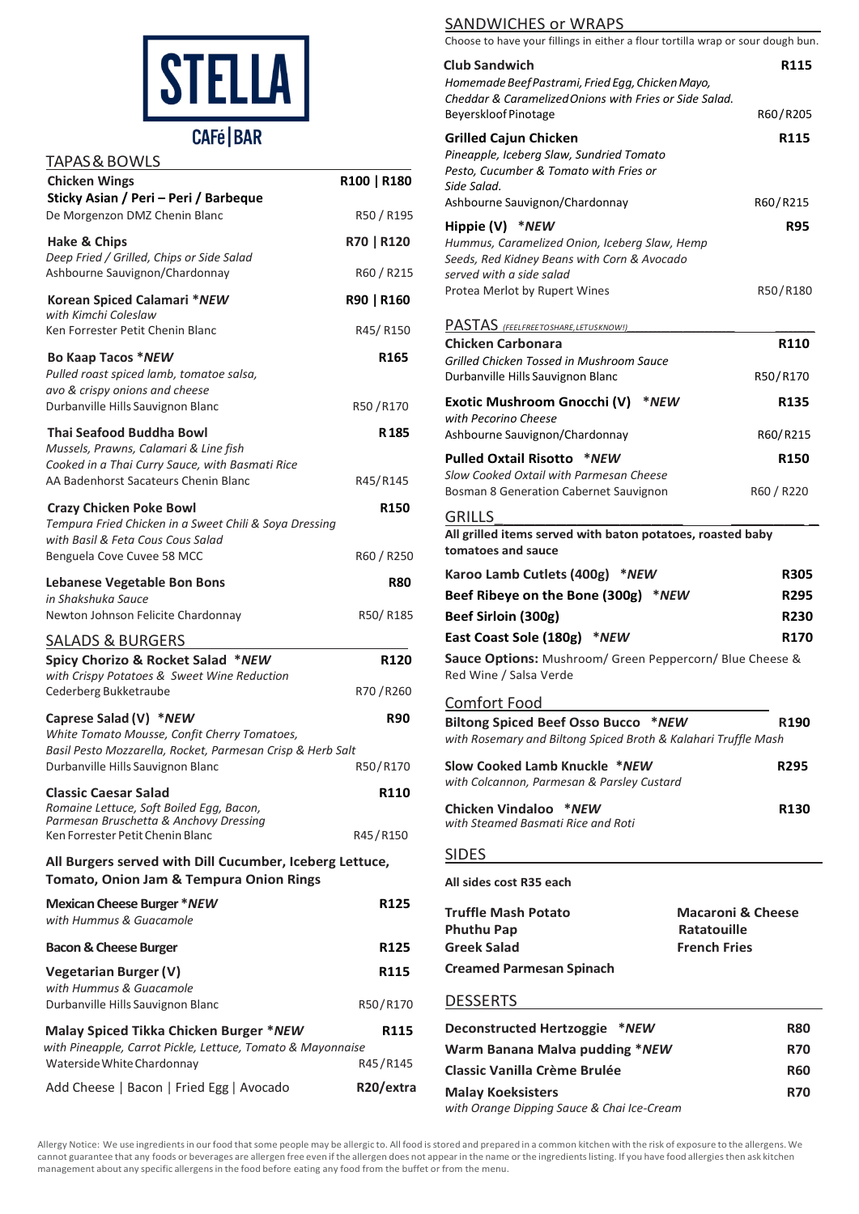# STELLA

CAFé | BAR

## TAPAS & BOWLS

**Chicken Wings** — **R100 | R180**
**Sticky Asian / Peri – Peri / Barbeque**
De Morgenzon DMZ Chenin Blanc — R50 / R195

**Hake & Chips** — **R70 | R120**
*Deep Fried / Grilled, Chips or Side Salad*
Ashbourne Sauvignon/Chardonnay — R60 / R215

**Korean Spiced Calamari *NEW** — **R90 | R160**
*with Kimchi Coleslaw*
Ken Forrester Petit Chenin Blanc — R45/ R150

**Bo Kaap Tacos *NEW** — **R165**
*Pulled roast spiced lamb, tomatoe salsa, avo & crispy onions and cheese*
Durbanville Hills Sauvignon Blanc — R50 /R170

**Thai Seafood Buddha Bowl** — **R185**
*Mussels, Prawns, Calamari & Line fish*
*Cooked in a Thai Curry Sauce, with Basmati Rice*
AA Badenhorst Sacateurs Chenin Blanc — R45/R145

**Crazy Chicken Poke Bowl** — **R150**
*Tempura Fried Chicken in a Sweet Chili & Soya Dressing with Basil & Feta Cous Cous Salad*
Benguela Cove Cuvee 58 MCC — R60 / R250

**Lebanese Vegetable Bon Bons** — **R80**
*in Shakshuka Sauce*
Newton Johnson Felicite Chardonnay — R50/ R185

## SALADS & BURGERS

**Spicy Chorizo & Rocket Salad *NEW** — **R120**
*with Crispy Potatoes & Sweet Wine Reduction*
Cederberg Bukketraube — R70 /R260

**Caprese Salad (V) *NEW** — **R90**
*White Tomato Mousse, Confit Cherry Tomatoes, Basil Pesto Mozzarella, Rocket, Parmesan Crisp & Herb Salt*
Durbanville Hills Sauvignon Blanc — R50/R170

**Classic Caesar Salad** — **R110**
*Romaine Lettuce, Soft Boiled Egg, Bacon, Parmesan Bruschetta & Anchovy Dressing*
Ken Forrester Petit Chenin Blanc — R45/R150

**All Burgers served with Dill Cucumber, Iceberg Lettuce, Tomato, Onion Jam & Tempura Onion Rings**

**Mexican Cheese Burger *NEW** — **R125**
*with Hummus & Guacamole*

**Bacon & Cheese Burger** — **R125**

**Vegetarian Burger (V)** — **R115**
*with Hummus & Guacamole*
Durbanville Hills Sauvignon Blanc — R50/R170

**Malay Spiced Tikka Chicken Burger *NEW** — **R115**
*with Pineapple, Carrot Pickle, Lettuce, Tomato & Mayonnaise*
Waterside White Chardonnay — R45/R145

Add Cheese | Bacon | Fried Egg | Avocado — **R20/extra**

## SANDWICHES or WRAPS

Choose to have your fillings in either a flour tortilla wrap or sour dough bun.

**Club Sandwich** — **R115**
*Homemade Beef Pastrami, Fried Egg, Chicken Mayo, Cheddar & Caramelized Onions with Fries or Side Salad.*
Beyerskloof Pinotage — R60/R205

**Grilled Cajun Chicken** — **R115**
*Pineapple, Iceberg Slaw, Sundried Tomato Pesto, Cucumber & Tomato with Fries or Side Salad.*
Ashbourne Sauvignon/Chardonnay — R60/R215

**Hippie (V) *NEW** — **R95**
*Hummus, Caramelized Onion, Iceberg Slaw, Hemp Seeds, Red Kidney Beans with Corn & Avocado served with a side salad*
Protea Merlot by Rupert Wines — R50/R180

## PASTAS *(FEEL FREE TO SHARE, LET US KNOW!)*

**Chicken Carbonara** — **R110**
*Grilled Chicken Tossed in Mushroom Sauce*
Durbanville Hills Sauvignon Blanc — R50/R170

**Exotic Mushroom Gnocchi (V) *NEW** — **R135**
*with Pecorino Cheese*
Ashbourne Sauvignon/Chardonnay — R60/R215

**Pulled Oxtail Risotto *NEW** — **R150**
*Slow Cooked Oxtail with Parmesan Cheese*
Bosman 8 Generation Cabernet Sauvignon — R60 / R220

## GRILLS

**All grilled items served with baton potatoes, roasted baby tomatoes and sauce**

**Karoo Lamb Cutlets (400g) *NEW** — **R305**
**Beef Ribeye on the Bone (300g) *NEW** — **R295**
**Beef Sirloin (300g)** — **R230**
**East Coast Sole (180g) *NEW** — **R170**

**Sauce Options:** Mushroom/ Green Peppercorn/ Blue Cheese & Red Wine / Salsa Verde

## Comfort Food

**Biltong Spiced Beef Osso Bucco *NEW** — **R190**
*with Rosemary and Biltong Spiced Broth & Kalahari Truffle Mash*

**Slow Cooked Lamb Knuckle *NEW** — **R295**
*with Colcannon, Parmesan & Parsley Custard*

**Chicken Vindaloo *NEW** — **R130**
*with Steamed Basmati Rice and Roti*

## SIDES

**All sides cost R35 each**

- **Truffle Mash Potato**
- **Phuthu Pap**
- **Greek Salad**
- **Creamed Parmesan Spinach**
- **Macaroni & Cheese**
- **Ratatouille**
- **French Fries**

## DESSERTS

**Deconstructed Hertzoggie *NEW** — **R80**
**Warm Banana Malva pudding *NEW** — **R70**
**Classic Vanilla Crème Brulée** — **R60**
**Malay Koeksisters** — **R70**
*with Orange Dipping Sauce & Chai Ice-Cream*

Allergy Notice: We use ingredients in our food that some people may be allergic to. All food is stored and prepared in a common kitchen with the risk of exposure to the allergens. We cannot guarantee that any foods or beverages are allergen free even if the allergen does not appear in the name or the ingredients listing. If you have food allergies then ask kitchen management about any specific allergens in the food before eating any food from the buffet or from the menu.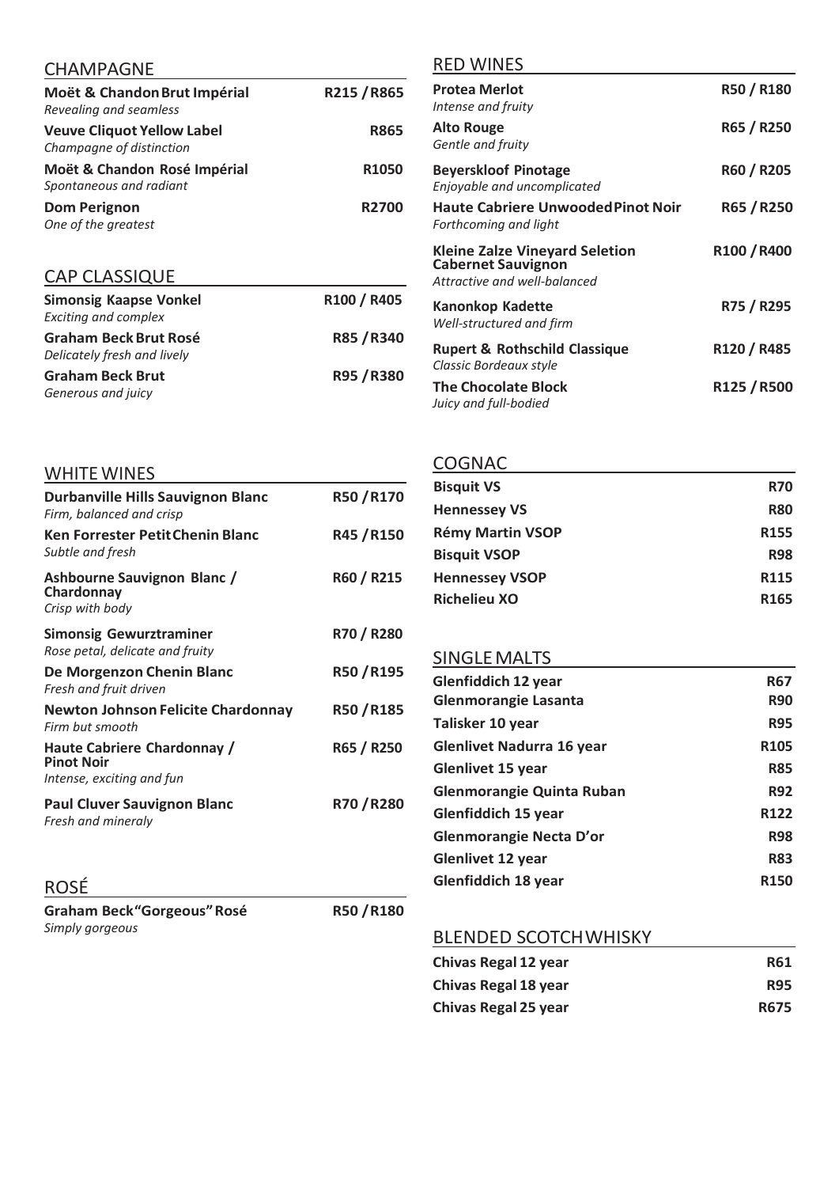## CHAMPAGNE

| | |
|---|---|
| **Moët & Chandon Brut Impérial**<br>*Revealing and seamless* | R215 / R865 |
| **Veuve Cliquot Yellow Label**<br>*Champagne of distinction* | R865 |
| **Moët & Chandon Rosé Impérial**<br>*Spontaneous and radiant* | R1050 |
| **Dom Perignon**<br>*One of the greatest* | R2700 |

## CAP CLASSIQUE

| | |
|---|---|
| **Simonsig Kaapse Vonkel**<br>*Exciting and complex* | R100 / R405 |
| **Graham Beck Brut Rosé**<br>*Delicately fresh and lively* | R85 / R340 |
| **Graham Beck Brut**<br>*Generous and juicy* | R95 / R380 |

## WHITE WINES

| | |
|---|---|
| **Durbanville Hills Sauvignon Blanc**<br>*Firm, balanced and crisp* | R50 / R170 |
| **Ken Forrester Petit Chenin Blanc**<br>*Subtle and fresh* | R45 / R150 |
| **Ashbourne Sauvignon Blanc / Chardonnay**<br>*Crisp with body* | R60 / R215 |
| **Simonsig Gewurztraminer**<br>*Rose petal, delicate and fruity* | R70 / R280 |
| **De Morgenzon Chenin Blanc**<br>*Fresh and fruit driven* | R50 / R195 |
| **Newton Johnson Felicite Chardonnay**<br>*Firm but smooth* | R50 / R185 |
| **Haute Cabriere Chardonnay / Pinot Noir**<br>*Intense, exciting and fun* | R65 / R250 |
| **Paul Cluver Sauvignon Blanc**<br>*Fresh and mineraly* | R70 / R280 |

## ROSÉ

| | |
|---|---|
| **Graham Beck "Gorgeous" Rosé**<br>*Simply gorgeous* | R50 / R180 |

## RED WINES

| | |
|---|---|
| **Protea Merlot**<br>*Intense and fruity* | R50 / R180 |
| **Alto Rouge**<br>*Gentle and fruity* | R65 / R250 |
| **Beyerskloof Pinotage**<br>*Enjoyable and uncomplicated* | R60 / R205 |
| **Haute Cabriere Unwooded Pinot Noir**<br>*Forthcoming and light* | R65 / R250 |
| **Kleine Zalze Vineyard Seletion Cabernet Sauvignon**<br>*Attractive and well-balanced* | R100 / R400 |
| **Kanonkop Kadette**<br>*Well-structured and firm* | R75 / R295 |
| **Rupert & Rothschild Classique**<br>*Classic Bordeaux style* | R120 / R485 |
| **The Chocolate Block**<br>*Juicy and full-bodied* | R125 / R500 |

## COGNAC

| | |
|---|---|
| **Bisquit VS** | R70 |
| **Hennessey VS** | R80 |
| **Rémy Martin VSOP** | R155 |
| **Bisquit VSOP** | R98 |
| **Hennessey VSOP** | R115 |
| **Richelieu XO** | R165 |

## SINGLE MALTS

| | |
|---|---|
| **Glenfiddich 12 year** | R67 |
| **Glenmorangie Lasanta** | R90 |
| **Talisker 10 year** | R95 |
| **Glenlivet Nadurra 16 year** | R105 |
| **Glenlivet 15 year** | R85 |
| **Glenmorangie Quinta Ruban** | R92 |
| **Glenfiddich 15 year** | R122 |
| **Glenmorangie Necta D'or** | R98 |
| **Glenlivet 12 year** | R83 |
| **Glenfiddich 18 year** | R150 |

## BLENDED SCOTCH WHISKY

| | |
|---|---|
| **Chivas Regal 12 year** | R61 |
| **Chivas Regal 18 year** | R95 |
| **Chivas Regal 25 year** | R675 |